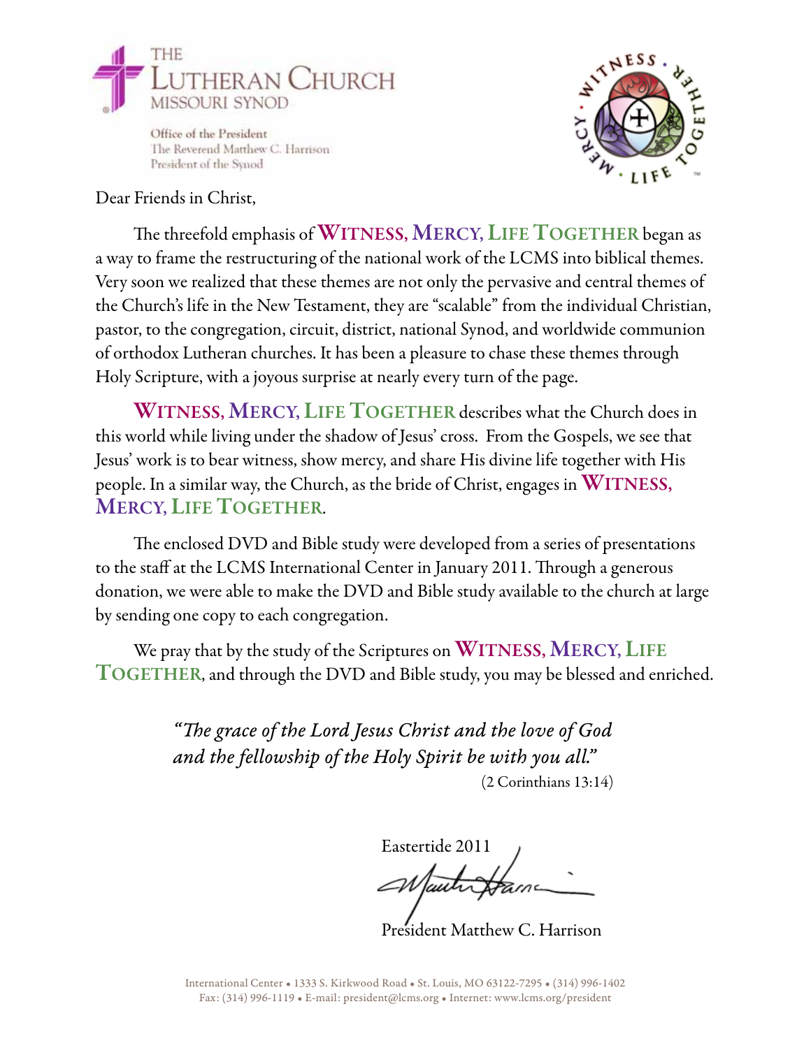THE LUTHERAN CHURCH MISSOURI SYNOD

Office of the President
The Reverend Matthew C. Harrison
President of the Synod

Dear Friends in Christ,

The threefold emphasis of **WITNESS, MERCY, LIFE TOGETHER** began as a way to frame the restructuring of the national work of the LCMS into biblical themes. Very soon we realized that these themes are not only the pervasive and central themes of the Church's life in the New Testament, they are "scalable" from the individual Christian, pastor, to the congregation, circuit, district, national Synod, and worldwide communion of orthodox Lutheran churches. It has been a pleasure to chase these themes through Holy Scripture, with a joyous surprise at nearly every turn of the page.

**WITNESS, MERCY, LIFE TOGETHER** describes what the Church does in this world while living under the shadow of Jesus' cross. From the Gospels, we see that Jesus' work is to bear witness, show mercy, and share His divine life together with His people. In a similar way, the Church, as the bride of Christ, engages in **WITNESS, MERCY, LIFE TOGETHER**.

The enclosed DVD and Bible study were developed from a series of presentations to the staff at the LCMS International Center in January 2011. Through a generous donation, we were able to make the DVD and Bible study available to the church at large by sending one copy to each congregation.

We pray that by the study of the Scriptures on **WITNESS, MERCY, LIFE TOGETHER**, and through the DVD and Bible study, you may be blessed and enriched.

*"The grace of the Lord Jesus Christ and the love of God and the fellowship of the Holy Spirit be with you all."*
(2 Corinthians 13:14)

Eastertide 2011

President Matthew C. Harrison

International Center • 1333 S. Kirkwood Road • St. Louis, MO 63122-7295 • (314) 996-1402
Fax: (314) 996-1119 • E-mail: president@lcms.org • Internet: www.lcms.org/president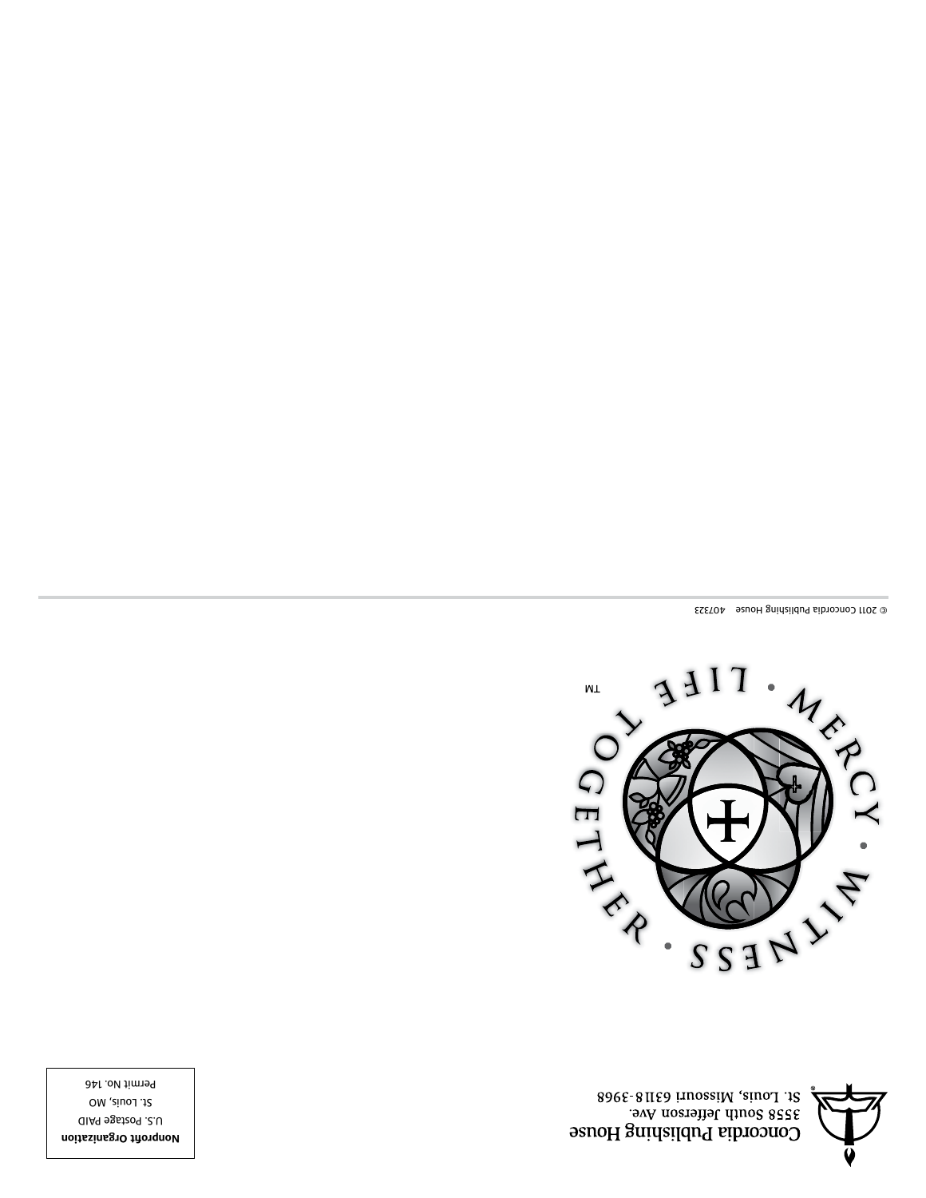© 2011 Concordia Publishing House 407323

LIFE TOGETHER • MERCY • WITNESS • TOGETHER

TM

Concordia Publishing House
3558 South Jefferson Ave.
St. Louis, Missouri 63118-3968

**Nonprofit Organization**
U.S. Postage PAID
St. Louis, MO
Permit No. 146